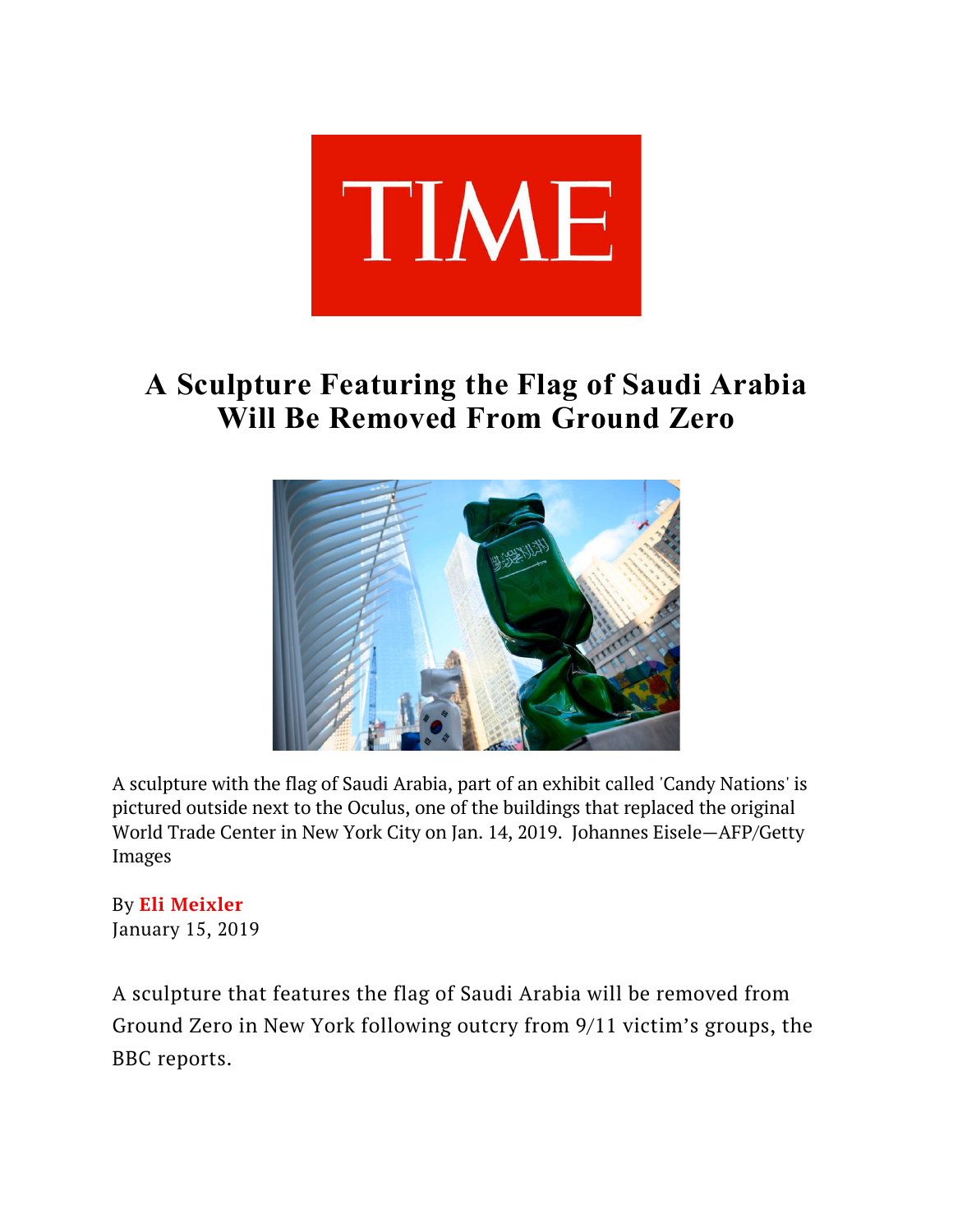TIME

# A Sculpture Featuring the Flag of Saudi Arabia Will Be Removed From Ground Zero

A sculpture with the flag of Saudi Arabia, part of an exhibit called 'Candy Nations' is pictured outside next to the Oculus, one of the buildings that replaced the original World Trade Center in New York City on Jan. 14, 2019. Johannes Eisele—AFP/Getty Images

By **Eli Meixler**
January 15, 2019

A sculpture that features the flag of Saudi Arabia will be removed from Ground Zero in New York following outcry from 9/11 victim's groups, the BBC reports.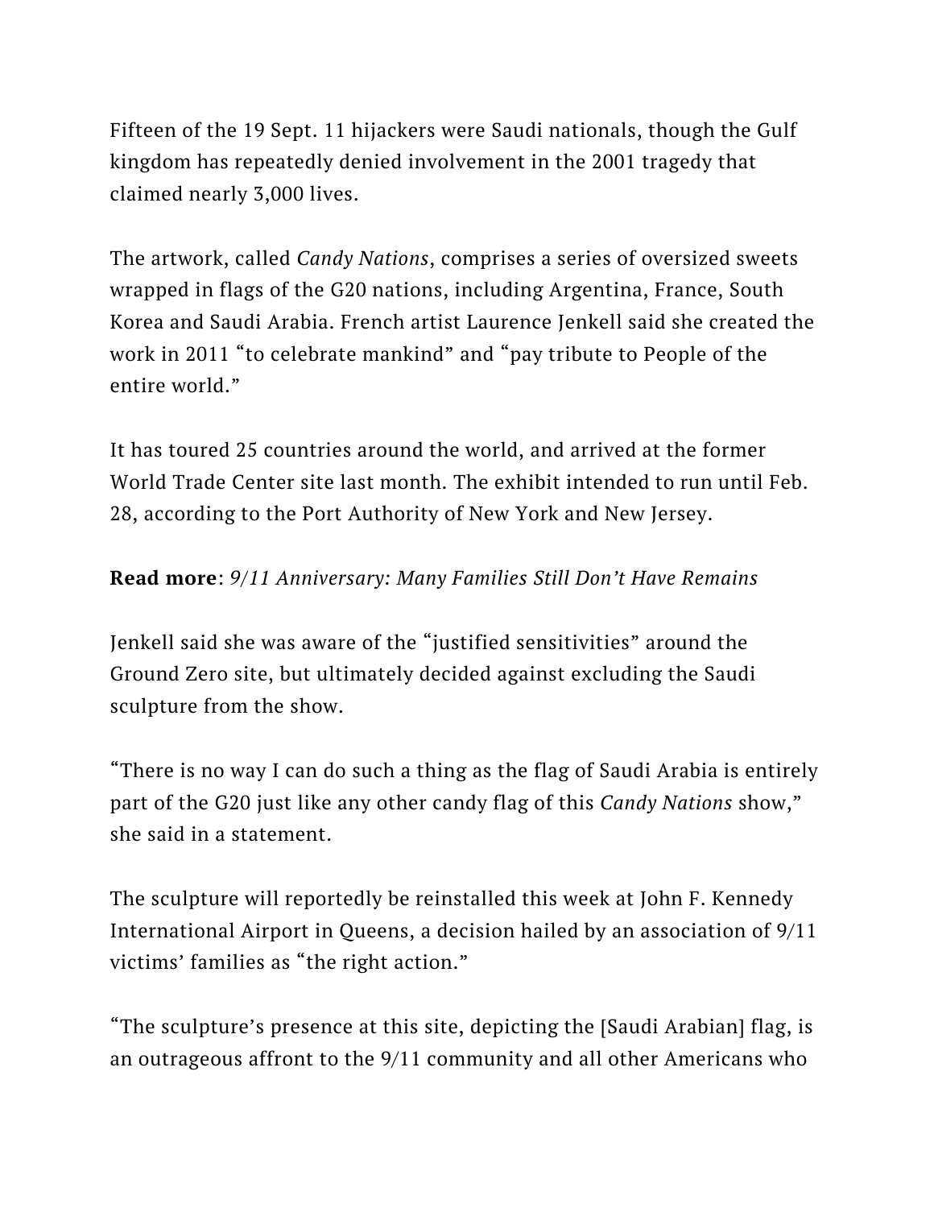Fifteen of the 19 Sept. 11 hijackers were Saudi nationals, though the Gulf kingdom has repeatedly denied involvement in the 2001 tragedy that claimed nearly 3,000 lives.

The artwork, called *Candy Nations*, comprises a series of oversized sweets wrapped in flags of the G20 nations, including Argentina, France, South Korea and Saudi Arabia. French artist Laurence Jenkell said she created the work in 2011 "to celebrate mankind" and "pay tribute to People of the entire world."

It has toured 25 countries around the world, and arrived at the former World Trade Center site last month. The exhibit intended to run until Feb. 28, according to the Port Authority of New York and New Jersey.

**Read more**: *9/11 Anniversary: Many Families Still Don't Have Remains*

Jenkell said she was aware of the "justified sensitivities" around the Ground Zero site, but ultimately decided against excluding the Saudi sculpture from the show.

"There is no way I can do such a thing as the flag of Saudi Arabia is entirely part of the G20 just like any other candy flag of this *Candy Nations* show," she said in a statement.

The sculpture will reportedly be reinstalled this week at John F. Kennedy International Airport in Queens, a decision hailed by an association of 9/11 victims' families as "the right action."

"The sculpture's presence at this site, depicting the [Saudi Arabian] flag, is an outrageous affront to the 9/11 community and all other Americans who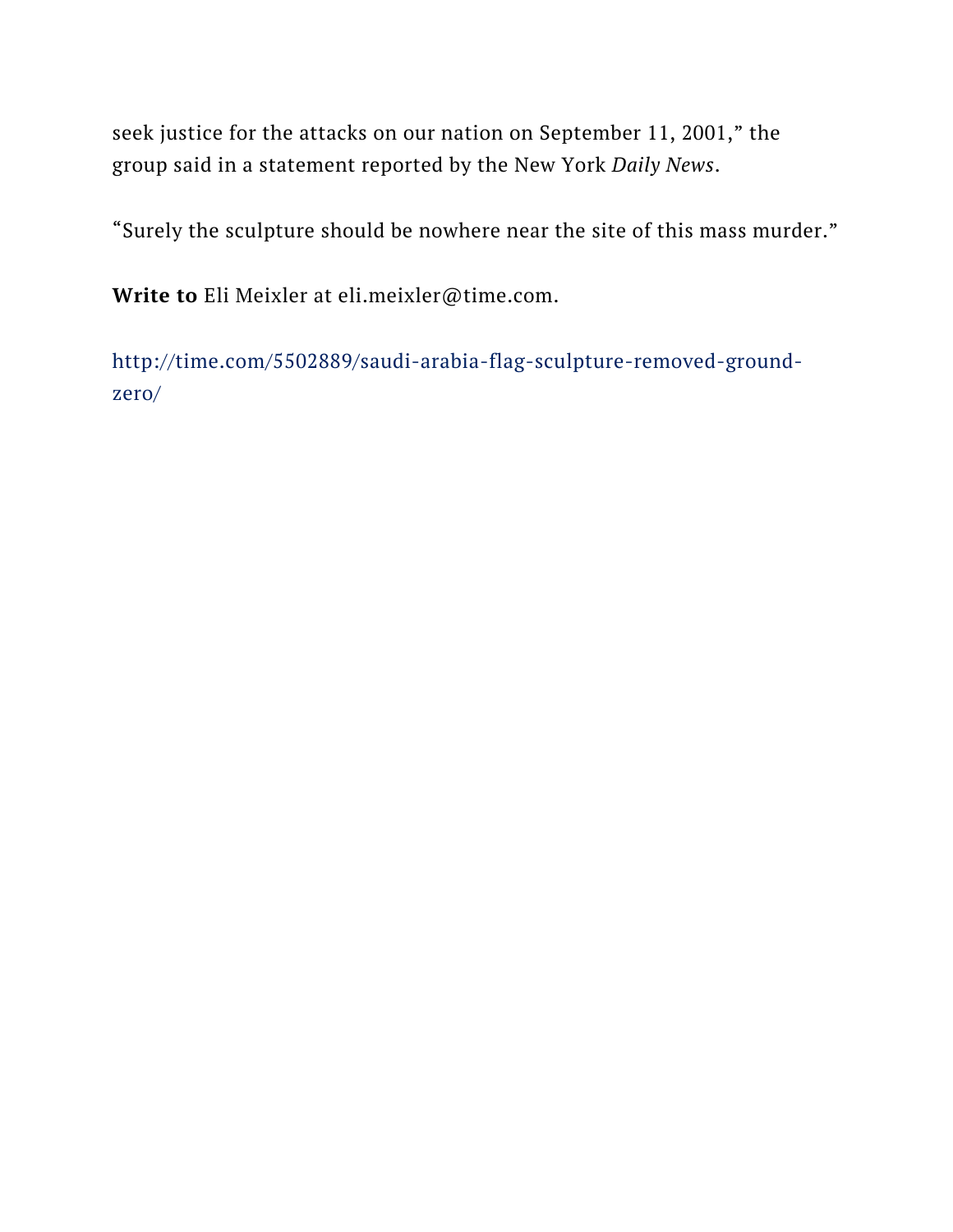seek justice for the attacks on our nation on September 11, 2001," the group said in a statement reported by the New York *Daily News*.

"Surely the sculpture should be nowhere near the site of this mass murder."

**Write to** Eli Meixler at eli.meixler@time.com.

http://time.com/5502889/saudi-arabia-flag-sculpture-removed-ground-zero/